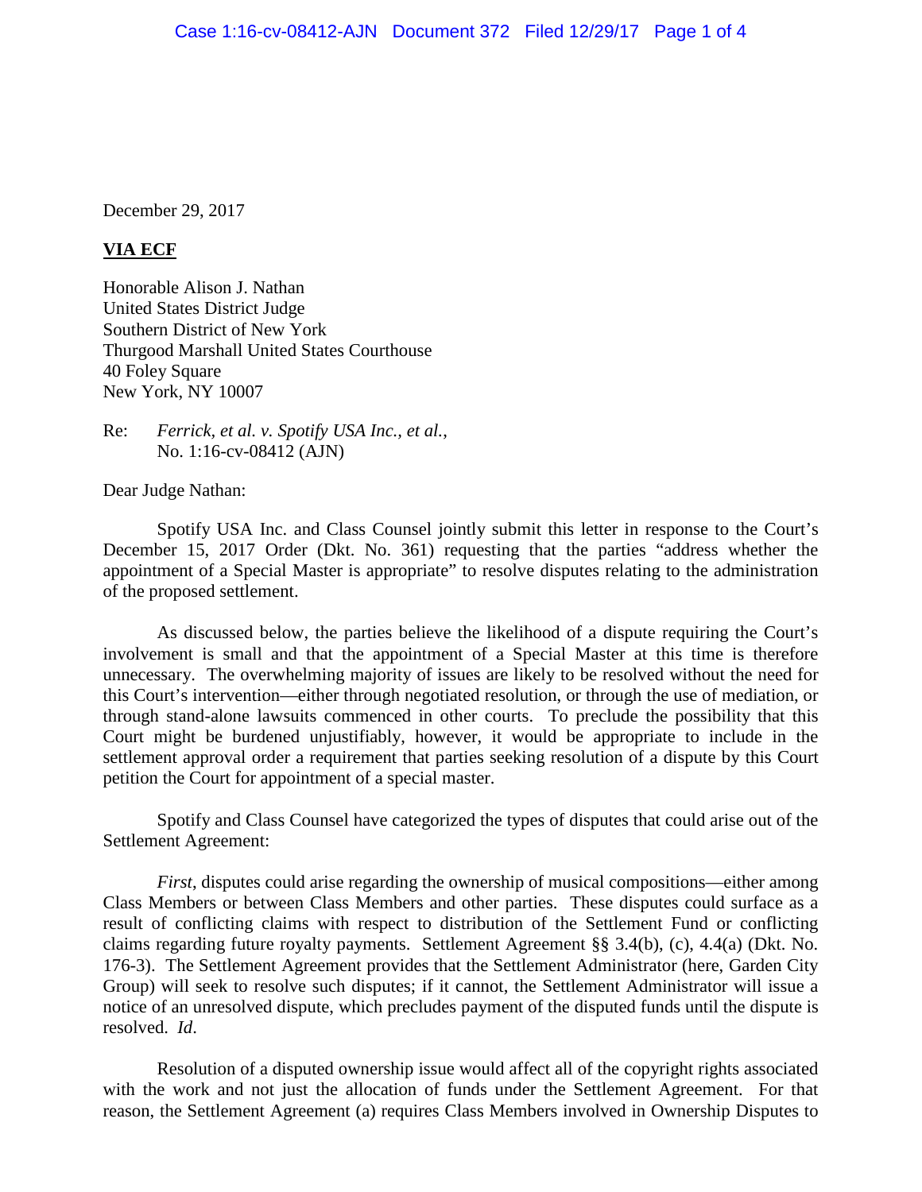December 29, 2017

**VIA ECF**

Honorable Alison J. Nathan
United States District Judge
Southern District of New York
Thurgood Marshall United States Courthouse
40 Foley Square
New York, NY 10007

Re: *Ferrick, et al. v. Spotify USA Inc., et al.*,
No. 1:16-cv-08412 (AJN)

Dear Judge Nathan:

Spotify USA Inc. and Class Counsel jointly submit this letter in response to the Court's December 15, 2017 Order (Dkt. No. 361) requesting that the parties "address whether the appointment of a Special Master is appropriate" to resolve disputes relating to the administration of the proposed settlement.

As discussed below, the parties believe the likelihood of a dispute requiring the Court's involvement is small and that the appointment of a Special Master at this time is therefore unnecessary. The overwhelming majority of issues are likely to be resolved without the need for this Court's intervention—either through negotiated resolution, or through the use of mediation, or through stand-alone lawsuits commenced in other courts. To preclude the possibility that this Court might be burdened unjustifiably, however, it would be appropriate to include in the settlement approval order a requirement that parties seeking resolution of a dispute by this Court petition the Court for appointment of a special master.

Spotify and Class Counsel have categorized the types of disputes that could arise out of the Settlement Agreement:

*First*, disputes could arise regarding the ownership of musical compositions—either among Class Members or between Class Members and other parties. These disputes could surface as a result of conflicting claims with respect to distribution of the Settlement Fund or conflicting claims regarding future royalty payments. Settlement Agreement §§ 3.4(b), (c), 4.4(a) (Dkt. No. 176-3). The Settlement Agreement provides that the Settlement Administrator (here, Garden City Group) will seek to resolve such disputes; if it cannot, the Settlement Administrator will issue a notice of an unresolved dispute, which precludes payment of the disputed funds until the dispute is resolved. *Id*.

Resolution of a disputed ownership issue would affect all of the copyright rights associated with the work and not just the allocation of funds under the Settlement Agreement. For that reason, the Settlement Agreement (a) requires Class Members involved in Ownership Disputes to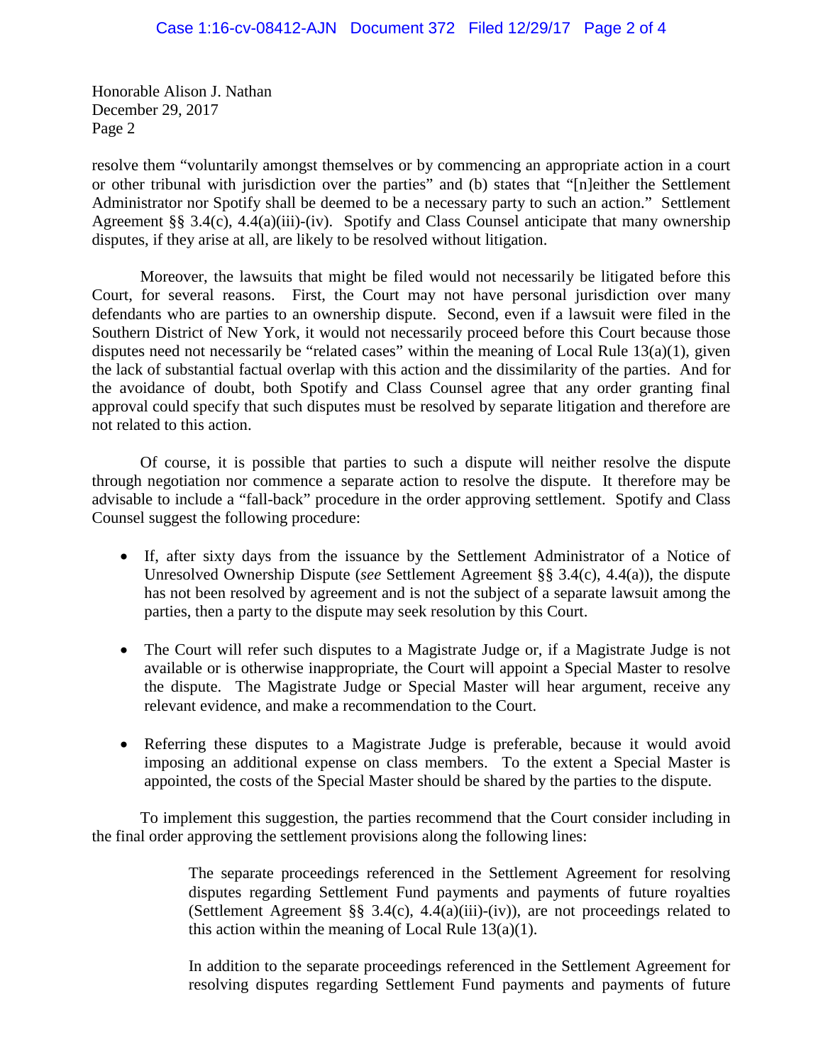Honorable Alison J. Nathan
December 29, 2017
Page 2

resolve them "voluntarily amongst themselves or by commencing an appropriate action in a court or other tribunal with jurisdiction over the parties" and (b) states that "[n]either the Settlement Administrator nor Spotify shall be deemed to be a necessary party to such an action." Settlement Agreement §§ 3.4(c), 4.4(a)(iii)-(iv). Spotify and Class Counsel anticipate that many ownership disputes, if they arise at all, are likely to be resolved without litigation.

Moreover, the lawsuits that might be filed would not necessarily be litigated before this Court, for several reasons. First, the Court may not have personal jurisdiction over many defendants who are parties to an ownership dispute. Second, even if a lawsuit were filed in the Southern District of New York, it would not necessarily proceed before this Court because those disputes need not necessarily be "related cases" within the meaning of Local Rule 13(a)(1), given the lack of substantial factual overlap with this action and the dissimilarity of the parties. And for the avoidance of doubt, both Spotify and Class Counsel agree that any order granting final approval could specify that such disputes must be resolved by separate litigation and therefore are not related to this action.

Of course, it is possible that parties to such a dispute will neither resolve the dispute through negotiation nor commence a separate action to resolve the dispute. It therefore may be advisable to include a "fall-back" procedure in the order approving settlement. Spotify and Class Counsel suggest the following procedure:

- If, after sixty days from the issuance by the Settlement Administrator of a Notice of Unresolved Ownership Dispute (*see* Settlement Agreement §§ 3.4(c), 4.4(a)), the dispute has not been resolved by agreement and is not the subject of a separate lawsuit among the parties, then a party to the dispute may seek resolution by this Court.
- The Court will refer such disputes to a Magistrate Judge or, if a Magistrate Judge is not available or is otherwise inappropriate, the Court will appoint a Special Master to resolve the dispute. The Magistrate Judge or Special Master will hear argument, receive any relevant evidence, and make a recommendation to the Court.
- Referring these disputes to a Magistrate Judge is preferable, because it would avoid imposing an additional expense on class members. To the extent a Special Master is appointed, the costs of the Special Master should be shared by the parties to the dispute.

To implement this suggestion, the parties recommend that the Court consider including in the final order approving the settlement provisions along the following lines:

> The separate proceedings referenced in the Settlement Agreement for resolving disputes regarding Settlement Fund payments and payments of future royalties (Settlement Agreement §§ 3.4(c), 4.4(a)(iii)-(iv)), are not proceedings related to this action within the meaning of Local Rule 13(a)(1).
>
> In addition to the separate proceedings referenced in the Settlement Agreement for resolving disputes regarding Settlement Fund payments and payments of future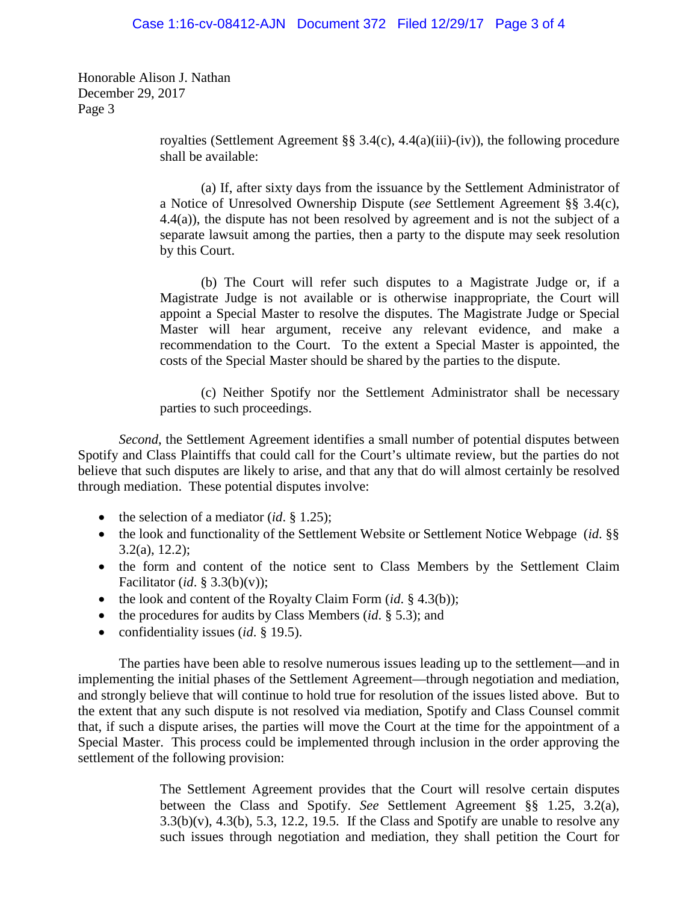Honorable Alison J. Nathan
December 29, 2017
Page 3

> royalties (Settlement Agreement §§ 3.4(c), 4.4(a)(iii)-(iv)), the following procedure shall be available:
>
> (a) If, after sixty days from the issuance by the Settlement Administrator of a Notice of Unresolved Ownership Dispute (*see* Settlement Agreement §§ 3.4(c), 4.4(a)), the dispute has not been resolved by agreement and is not the subject of a separate lawsuit among the parties, then a party to the dispute may seek resolution by this Court.
>
> (b) The Court will refer such disputes to a Magistrate Judge or, if a Magistrate Judge is not available or is otherwise inappropriate, the Court will appoint a Special Master to resolve the disputes. The Magistrate Judge or Special Master will hear argument, receive any relevant evidence, and make a recommendation to the Court. To the extent a Special Master is appointed, the costs of the Special Master should be shared by the parties to the dispute.
>
> (c) Neither Spotify nor the Settlement Administrator shall be necessary parties to such proceedings.

*Second*, the Settlement Agreement identifies a small number of potential disputes between Spotify and Class Plaintiffs that could call for the Court's ultimate review, but the parties do not believe that such disputes are likely to arise, and that any that do will almost certainly be resolved through mediation. These potential disputes involve:

- the selection of a mediator (*id*. § 1.25);
- the look and functionality of the Settlement Website or Settlement Notice Webpage (*id*. §§ 3.2(a), 12.2);
- the form and content of the notice sent to Class Members by the Settlement Claim Facilitator (*id*. § 3.3(b)(v));
- the look and content of the Royalty Claim Form (*id*. § 4.3(b));
- the procedures for audits by Class Members (*id*. § 5.3); and
- confidentiality issues (*id*. § 19.5).

The parties have been able to resolve numerous issues leading up to the settlement—and in implementing the initial phases of the Settlement Agreement—through negotiation and mediation, and strongly believe that will continue to hold true for resolution of the issues listed above. But to the extent that any such dispute is not resolved via mediation, Spotify and Class Counsel commit that, if such a dispute arises, the parties will move the Court at the time for the appointment of a Special Master. This process could be implemented through inclusion in the order approving the settlement of the following provision:

> The Settlement Agreement provides that the Court will resolve certain disputes between the Class and Spotify. *See* Settlement Agreement §§ 1.25, 3.2(a), 3.3(b)(v), 4.3(b), 5.3, 12.2, 19.5. If the Class and Spotify are unable to resolve any such issues through negotiation and mediation, they shall petition the Court for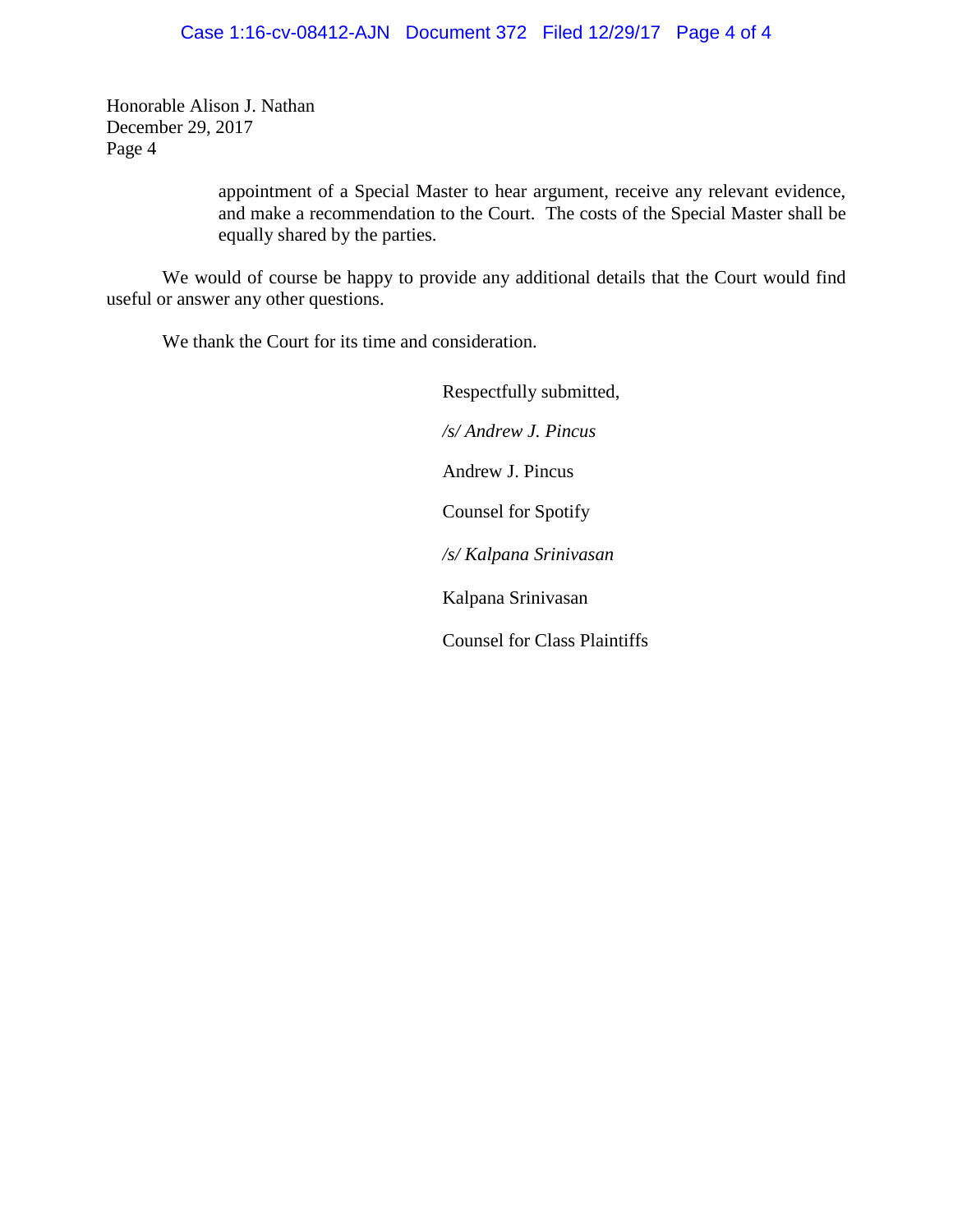Honorable Alison J. Nathan
December 29, 2017
Page 4

> appointment of a Special Master to hear argument, receive any relevant evidence, and make a recommendation to the Court. The costs of the Special Master shall be equally shared by the parties.

We would of course be happy to provide any additional details that the Court would find useful or answer any other questions.

We thank the Court for its time and consideration.

Respectfully submitted,

*/s/ Andrew J. Pincus*

Andrew J. Pincus

Counsel for Spotify

*/s/ Kalpana Srinivasan*

Kalpana Srinivasan

Counsel for Class Plaintiffs